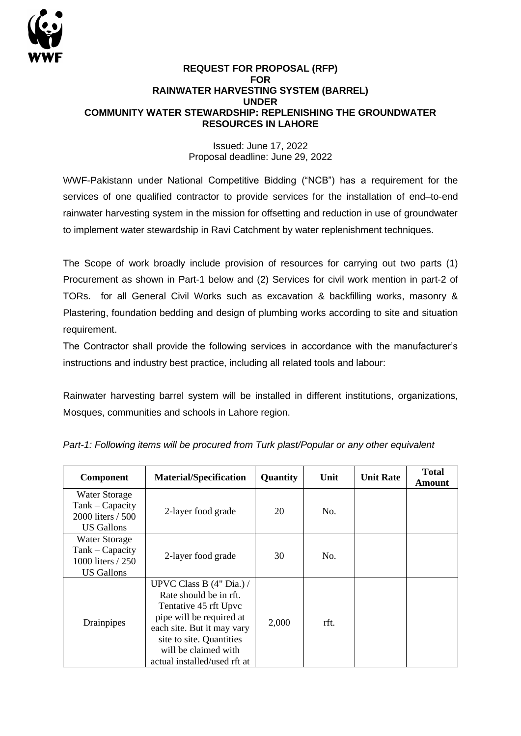# REQUEST FOR PROPOSAL (RFP) FOR RAINWATER HARVESTING SYSTEM (BARREL) UNDER COMMUNITY WATER STEWARDSHIP: REPLENISHING THE GROUNDWATER RESOURCES IN LAHORE

Issued: June 17, 2022
Proposal deadline: June 29, 2022

WWF-Pakistann under National Competitive Bidding ("NCB") has a requirement for the services of one qualified contractor to provide services for the installation of end–to-end rainwater harvesting system in the mission for offsetting and reduction in use of groundwater to implement water stewardship in Ravi Catchment by water replenishment techniques.

The Scope of work broadly include provision of resources for carrying out two parts (1) Procurement as shown in Part-1 below and (2) Services for civil work mention in part-2 of TORs. for all General Civil Works such as excavation & backfilling works, masonry & Plastering, foundation bedding and design of plumbing works according to site and situation requirement.

The Contractor shall provide the following services in accordance with the manufacturer's instructions and industry best practice, including all related tools and labour:

Rainwater harvesting barrel system will be installed in different institutions, organizations, Mosques, communities and schools in Lahore region.

*Part-1: Following items will be procured from Turk plast/Popular or any other equivalent*

| Component | Material/Specification | Quantity | Unit | Unit Rate | Total Amount |
|---|---|---|---|---|---|
| Water Storage Tank – Capacity 2000 liters / 500 US Gallons | 2-layer food grade | 20 | No. | | |
| Water Storage Tank – Capacity 1000 liters / 250 US Gallons | 2-layer food grade | 30 | No. | | |
| Drainpipes | UPVC Class B (4" Dia.) / Rate should be in rft. Tentative 45 rft Upvc pipe will be required at each site. But it may vary site to site. Quantities will be claimed with actual installed/used rft at | 2,000 | rft. | | |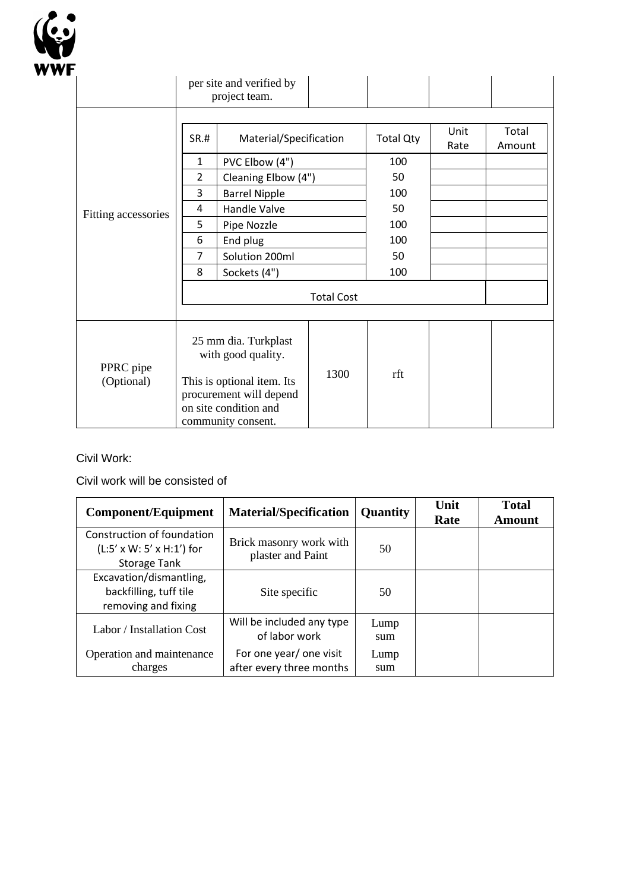| | per site and verified by project team. | | | | |
|---|---|---|---|---|---|
| Fitting accessories | (see nested table below) | | | | |
| PPRC pipe (Optional) | 25 mm dia. Turkplast with good quality. This is optional item. Its procurement will depend on site condition and community consent. | 1300 | rft | | |

Fitting accessories:

| SR.# | Material/Specification | Total Qty | Unit Rate | Total Amount |
|---|---|---|---|---|
| 1 | PVC Elbow (4") | 100 | | |
| 2 | Cleaning Elbow (4") | 50 | | |
| 3 | Barrel Nipple | 100 | | |
| 4 | Handle Valve | 50 | | |
| 5 | Pipe Nozzle | 100 | | |
| 6 | End plug | 100 | | |
| 7 | Solution 200ml | 50 | | |
| 8 | Sockets (4") | 100 | | |
| | Total Cost | | | |

Civil Work:

Civil work will be consisted of

| Component/Equipment | Material/Specification | Quantity | Unit Rate | Total Amount |
|---|---|---|---|---|
| Construction of foundation (L:5' x W: 5' x H:1') for Storage Tank | Brick masonry work with plaster and Paint | 50 | | |
| Excavation/dismantling, backfilling, tuff tile removing and fixing | Site specific | 50 | | |
| Labor / Installation Cost | Will be included any type of labor work | Lump sum | | |
| Operation and maintenance charges | For one year/ one visit after every three months | Lump sum | | |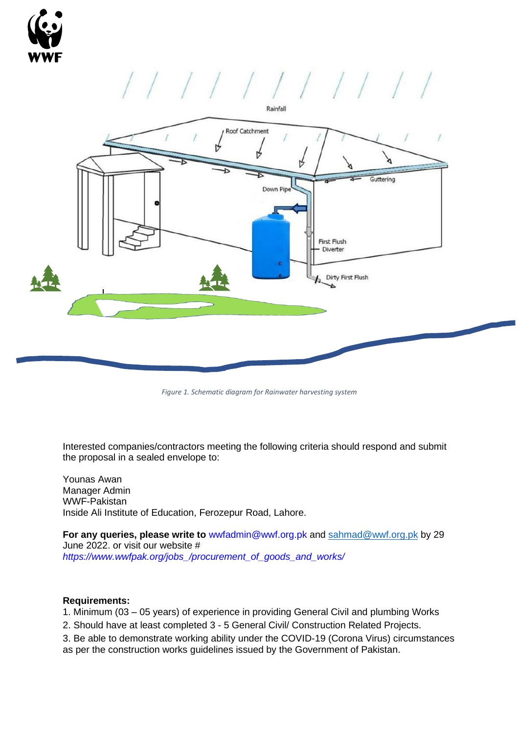*Figure 1. Schematic diagram for Rainwater harvesting system*

Interested companies/contractors meeting the following criteria should respond and submit the proposal in a sealed envelope to:

Younas Awan
Manager Admin
WWF-Pakistan
Inside Ali Institute of Education, Ferozepur Road, Lahore.

**For any queries, please write to** wwfadmin@wwf.org.pk and sahmad@wwf.org.pk by 29 June 2022. or visit our website # *https://www.wwfpak.org/jobs_/procurement_of_goods_and_works/*

**Requirements:**

1. Minimum (03 – 05 years) of experience in providing General Civil and plumbing Works
2. Should have at least completed 3 - 5 General Civil/ Construction Related Projects.
3. Be able to demonstrate working ability under the COVID-19 (Corona Virus) circumstances as per the construction works guidelines issued by the Government of Pakistan.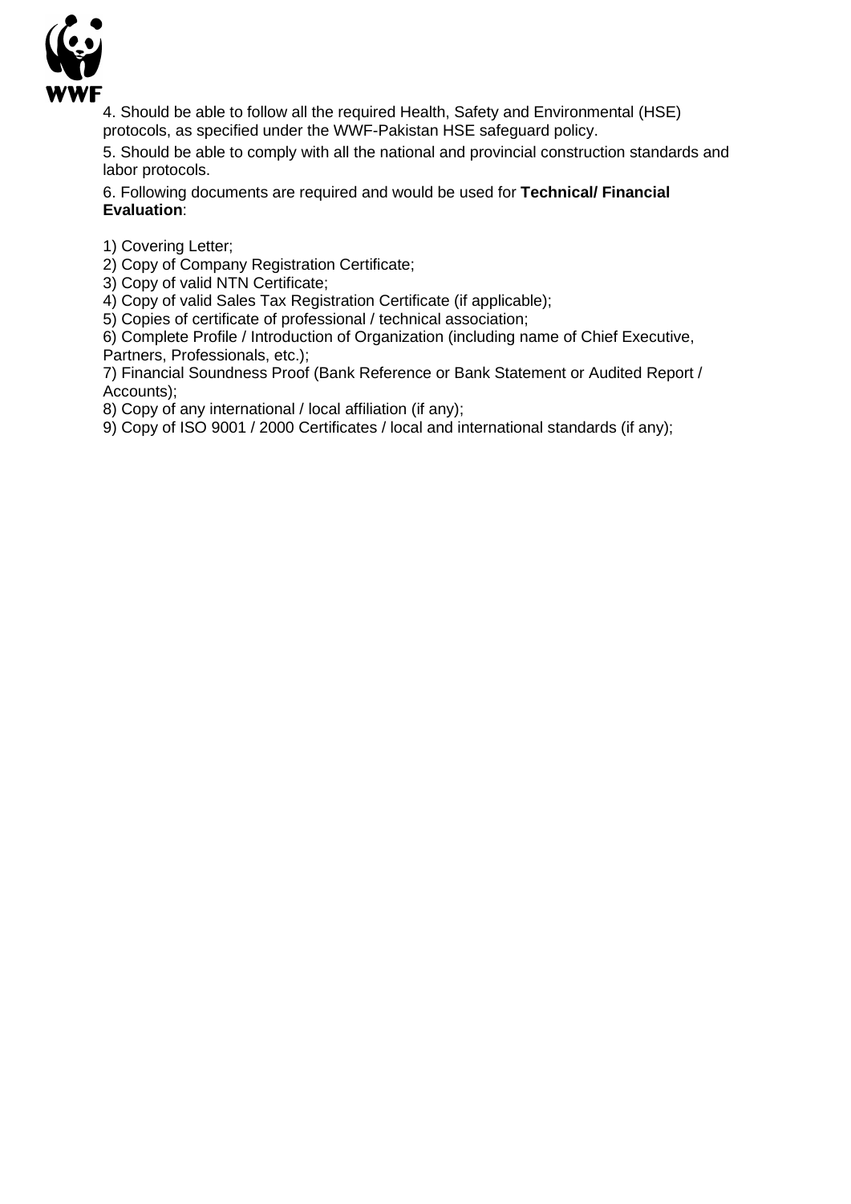4. Should be able to follow all the required Health, Safety and Environmental (HSE) protocols, as specified under the WWF-Pakistan HSE safeguard policy.

5. Should be able to comply with all the national and provincial construction standards and labor protocols.

6. Following documents are required and would be used for **Technical/ Financial Evaluation**:

1) Covering Letter;
2) Copy of Company Registration Certificate;
3) Copy of valid NTN Certificate;
4) Copy of valid Sales Tax Registration Certificate (if applicable);
5) Copies of certificate of professional / technical association;
6) Complete Profile / Introduction of Organization (including name of Chief Executive, Partners, Professionals, etc.);
7) Financial Soundness Proof (Bank Reference or Bank Statement or Audited Report / Accounts);
8) Copy of any international / local affiliation (if any);
9) Copy of ISO 9001 / 2000 Certificates / local and international standards (if any);